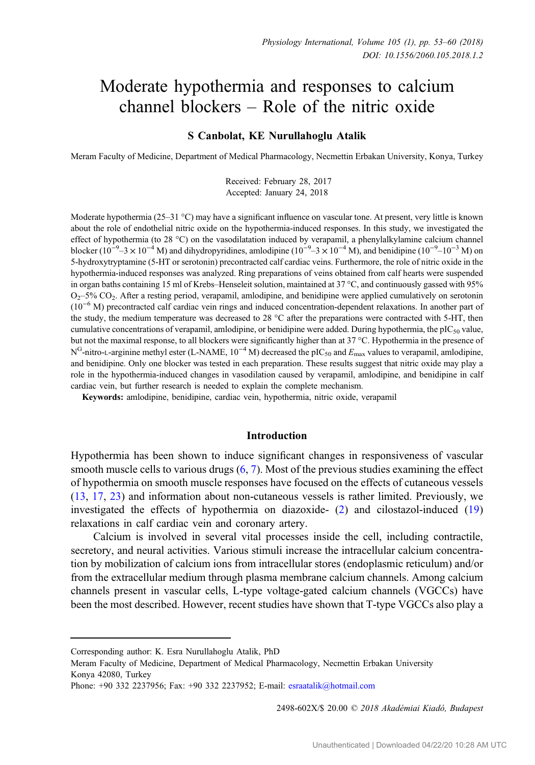# Moderate hypothermia and responses to calcium channel blockers – Role of the nitric oxide

### S Canbolat, KE Nurullahoglu Atalik

Meram Faculty of Medicine, Department of Medical Pharmacology, Necmettin Erbakan University, Konya, Turkey

Received: February 28, 2017
Accepted: January 24, 2018

Moderate hypothermia (25–31 °C) may have a significant influence on vascular tone. At present, very little is known about the role of endothelial nitric oxide on the hypothermia-induced responses. In this study, we investigated the effect of hypothermia (to 28 °C) on the vasodilatation induced by verapamil, a phenylalkylamine calcium channel blocker ($10^{-9}$–$3 \times 10^{-4}$ M) and dihydropyridines, amlodipine ($10^{-9}$–$3 \times 10^{-4}$ M), and benidipine ($10^{-9}$–$10^{-3}$ M) on 5-hydroxytryptamine (5-HT or serotonin) precontracted calf cardiac veins. Furthermore, the role of nitric oxide in the hypothermia-induced responses was analyzed. Ring preparations of veins obtained from calf hearts were suspended in organ baths containing 15 ml of Krebs–Henseleit solution, maintained at 37 °C, and continuously gassed with 95% $O_2$–5% $CO_2$. After a resting period, verapamil, amlodipine, and benidipine were applied cumulatively on serotonin ($10^{-6}$ M) precontracted calf cardiac vein rings and induced concentration-dependent relaxations. In another part of the study, the medium temperature was decreased to 28 °C after the preparations were contracted with 5-HT, then cumulative concentrations of verapamil, amlodipine, or benidipine were added. During hypothermia, the $pIC_{50}$ value, but not the maximal response, to all blockers were significantly higher than at 37 °C. Hypothermia in the presence of $N^G$-nitro-L-arginine methyl ester (L-NAME, $10^{-4}$ M) decreased the $pIC_{50}$ and $E_{max}$ values to verapamil, amlodipine, and benidipine. Only one blocker was tested in each preparation. These results suggest that nitric oxide may play a role in the hypothermia-induced changes in vasodilation caused by verapamil, amlodipine, and benidipine in calf cardiac vein, but further research is needed to explain the complete mechanism.

**Keywords:** amlodipine, benidipine, cardiac vein, hypothermia, nitric oxide, verapamil

## Introduction

Hypothermia has been shown to induce significant changes in responsiveness of vascular smooth muscle cells to various drugs (6, 7). Most of the previous studies examining the effect of hypothermia on smooth muscle responses have focused on the effects of cutaneous vessels (13, 17, 23) and information about non-cutaneous vessels is rather limited. Previously, we investigated the effects of hypothermia on diazoxide- (2) and cilostazol-induced (19) relaxations in calf cardiac vein and coronary artery.

Calcium is involved in several vital processes inside the cell, including contractile, secretory, and neural activities. Various stimuli increase the intracellular calcium concentration by mobilization of calcium ions from intracellular stores (endoplasmic reticulum) and/or from the extracellular medium through plasma membrane calcium channels. Among calcium channels present in vascular cells, L-type voltage-gated calcium channels (VGCCs) have been the most described. However, recent studies have shown that T-type VGCCs also play a

---

Corresponding author: K. Esra Nurullahoglu Atalik, PhD
Meram Faculty of Medicine, Department of Medical Pharmacology, Necmettin Erbakan University
Konya 42080, Turkey
Phone: +90 332 2237956; Fax: +90 332 2237952; E-mail: esraatalik@hotmail.com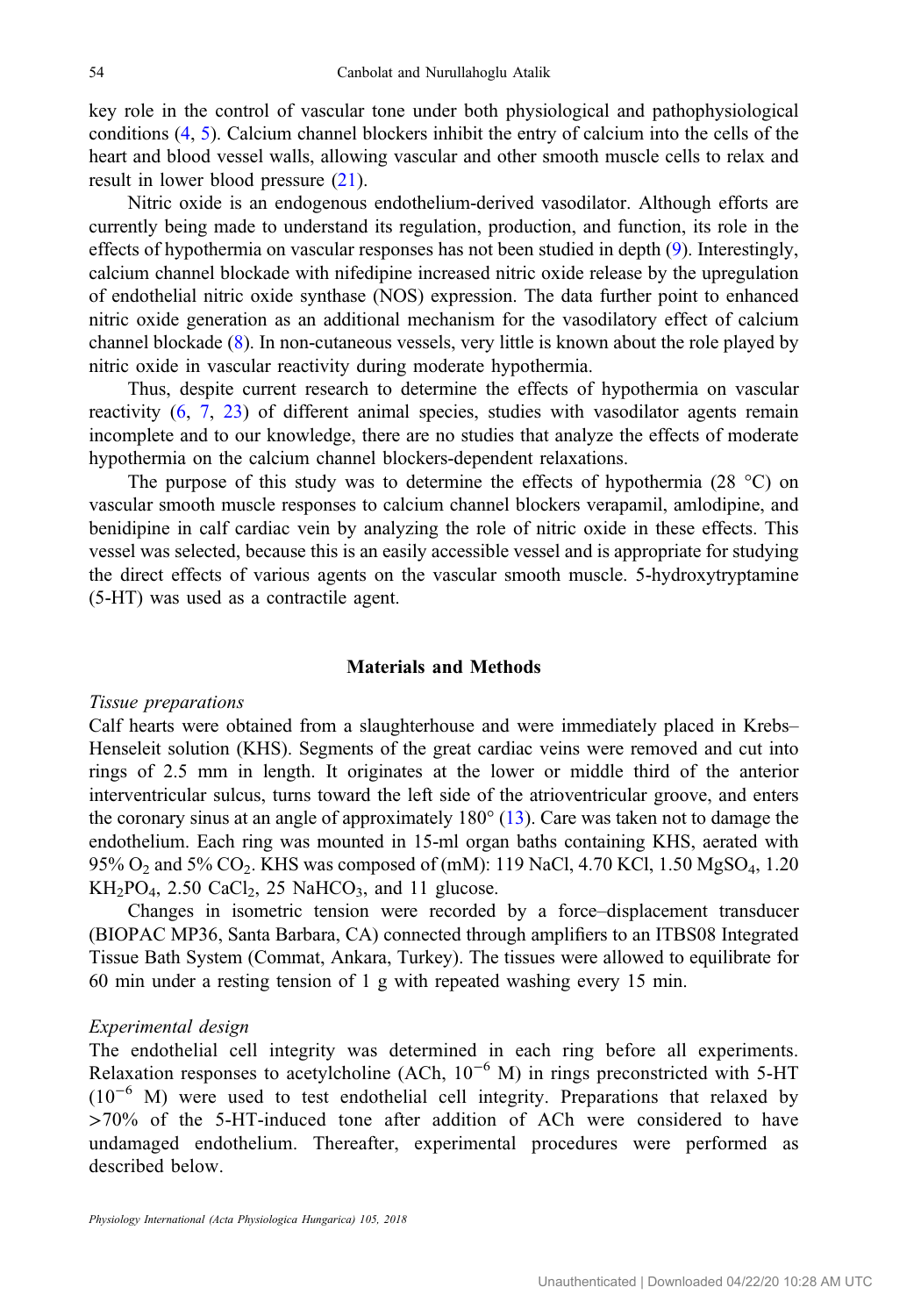key role in the control of vascular tone under both physiological and pathophysiological conditions (4, 5). Calcium channel blockers inhibit the entry of calcium into the cells of the heart and blood vessel walls, allowing vascular and other smooth muscle cells to relax and result in lower blood pressure (21).

Nitric oxide is an endogenous endothelium-derived vasodilator. Although efforts are currently being made to understand its regulation, production, and function, its role in the effects of hypothermia on vascular responses has not been studied in depth (9). Interestingly, calcium channel blockade with nifedipine increased nitric oxide release by the upregulation of endothelial nitric oxide synthase (NOS) expression. The data further point to enhanced nitric oxide generation as an additional mechanism for the vasodilatory effect of calcium channel blockade (8). In non-cutaneous vessels, very little is known about the role played by nitric oxide in vascular reactivity during moderate hypothermia.

Thus, despite current research to determine the effects of hypothermia on vascular reactivity (6, 7, 23) of different animal species, studies with vasodilator agents remain incomplete and to our knowledge, there are no studies that analyze the effects of moderate hypothermia on the calcium channel blockers-dependent relaxations.

The purpose of this study was to determine the effects of hypothermia (28 °C) on vascular smooth muscle responses to calcium channel blockers verapamil, amlodipine, and benidipine in calf cardiac vein by analyzing the role of nitric oxide in these effects. This vessel was selected, because this is an easily accessible vessel and is appropriate for studying the direct effects of various agents on the vascular smooth muscle. 5-hydroxytryptamine (5-HT) was used as a contractile agent.

## Materials and Methods

*Tissue preparations*

Calf hearts were obtained from a slaughterhouse and were immediately placed in Krebs–Henseleit solution (KHS). Segments of the great cardiac veins were removed and cut into rings of 2.5 mm in length. It originates at the lower or middle third of the anterior interventricular sulcus, turns toward the left side of the atrioventricular groove, and enters the coronary sinus at an angle of approximately 180° (13). Care was taken not to damage the endothelium. Each ring was mounted in 15-ml organ baths containing KHS, aerated with 95% $O_2$ and 5% $CO_2$. KHS was composed of (mM): 119 NaCl, 4.70 KCl, 1.50 $MgSO_4$, 1.20 $KH_2PO_4$, 2.50 $CaCl_2$, 25 $NaHCO_3$, and 11 glucose.

Changes in isometric tension were recorded by a force–displacement transducer (BIOPAC MP36, Santa Barbara, CA) connected through amplifiers to an ITBS08 Integrated Tissue Bath System (Commat, Ankara, Turkey). The tissues were allowed to equilibrate for 60 min under a resting tension of 1 g with repeated washing every 15 min.

*Experimental design*

The endothelial cell integrity was determined in each ring before all experiments. Relaxation responses to acetylcholine (ACh, $10^{-6}$ M) in rings preconstricted with 5-HT ($10^{-6}$ M) were used to test endothelial cell integrity. Preparations that relaxed by >70% of the 5-HT-induced tone after addition of ACh were considered to have undamaged endothelium. Thereafter, experimental procedures were performed as described below.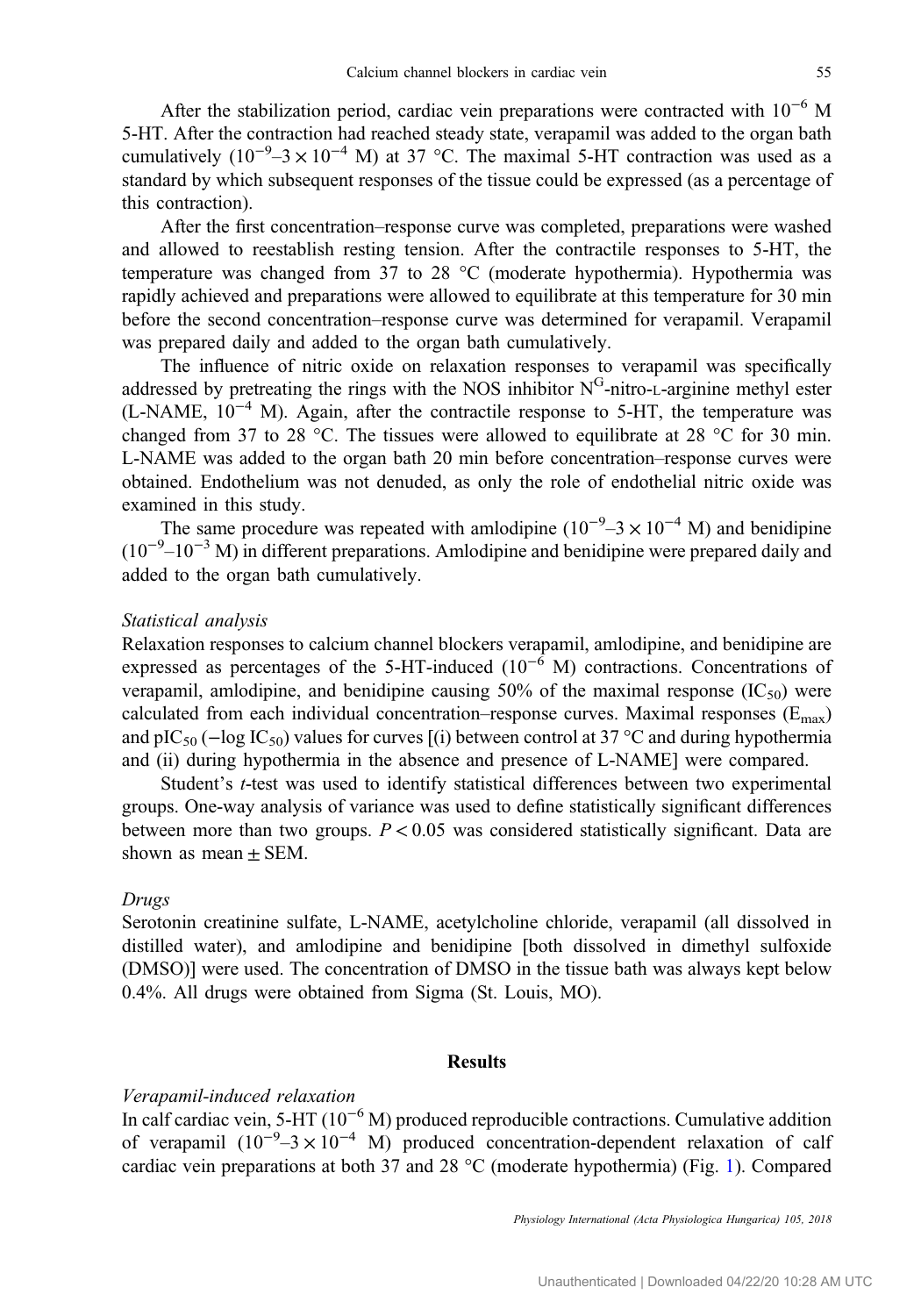After the stabilization period, cardiac vein preparations were contracted with $10^{-6}$ M 5-HT. After the contraction had reached steady state, verapamil was added to the organ bath cumulatively ($10^{-9}$–$3 \times 10^{-4}$ M) at 37 °C. The maximal 5-HT contraction was used as a standard by which subsequent responses of the tissue could be expressed (as a percentage of this contraction).

After the first concentration–response curve was completed, preparations were washed and allowed to reestablish resting tension. After the contractile responses to 5-HT, the temperature was changed from 37 to 28 °C (moderate hypothermia). Hypothermia was rapidly achieved and preparations were allowed to equilibrate at this temperature for 30 min before the second concentration–response curve was determined for verapamil. Verapamil was prepared daily and added to the organ bath cumulatively.

The influence of nitric oxide on relaxation responses to verapamil was specifically addressed by pretreating the rings with the NOS inhibitor $N^G$-nitro-L-arginine methyl ester (L-NAME, $10^{-4}$ M). Again, after the contractile response to 5-HT, the temperature was changed from 37 to 28 °C. The tissues were allowed to equilibrate at 28 °C for 30 min. L-NAME was added to the organ bath 20 min before concentration–response curves were obtained. Endothelium was not denuded, as only the role of endothelial nitric oxide was examined in this study.

The same procedure was repeated with amlodipine ($10^{-9}$–$3 \times 10^{-4}$ M) and benidipine ($10^{-9}$–$10^{-3}$ M) in different preparations. Amlodipine and benidipine were prepared daily and added to the organ bath cumulatively.

*Statistical analysis*

Relaxation responses to calcium channel blockers verapamil, amlodipine, and benidipine are expressed as percentages of the 5-HT-induced ($10^{-6}$ M) contractions. Concentrations of verapamil, amlodipine, and benidipine causing 50% of the maximal response ($IC_{50}$) were calculated from each individual concentration–response curves. Maximal responses ($E_{max}$) and $pIC_{50}$ ($-\log IC_{50}$) values for curves [(i) between control at 37 °C and during hypothermia and (ii) during hypothermia in the absence and presence of L-NAME] were compared.

Student's *t*-test was used to identify statistical differences between two experimental groups. One-way analysis of variance was used to define statistically significant differences between more than two groups. $P < 0.05$ was considered statistically significant. Data are shown as mean ± SEM.

*Drugs*

Serotonin creatinine sulfate, L-NAME, acetylcholine chloride, verapamil (all dissolved in distilled water), and amlodipine and benidipine [both dissolved in dimethyl sulfoxide (DMSO)] were used. The concentration of DMSO in the tissue bath was always kept below 0.4%. All drugs were obtained from Sigma (St. Louis, MO).

## Results

*Verapamil-induced relaxation*

In calf cardiac vein, 5-HT ($10^{-6}$ M) produced reproducible contractions. Cumulative addition of verapamil ($10^{-9}$–$3 \times 10^{-4}$ M) produced concentration-dependent relaxation of calf cardiac vein preparations at both 37 and 28 °C (moderate hypothermia) (Fig. 1). Compared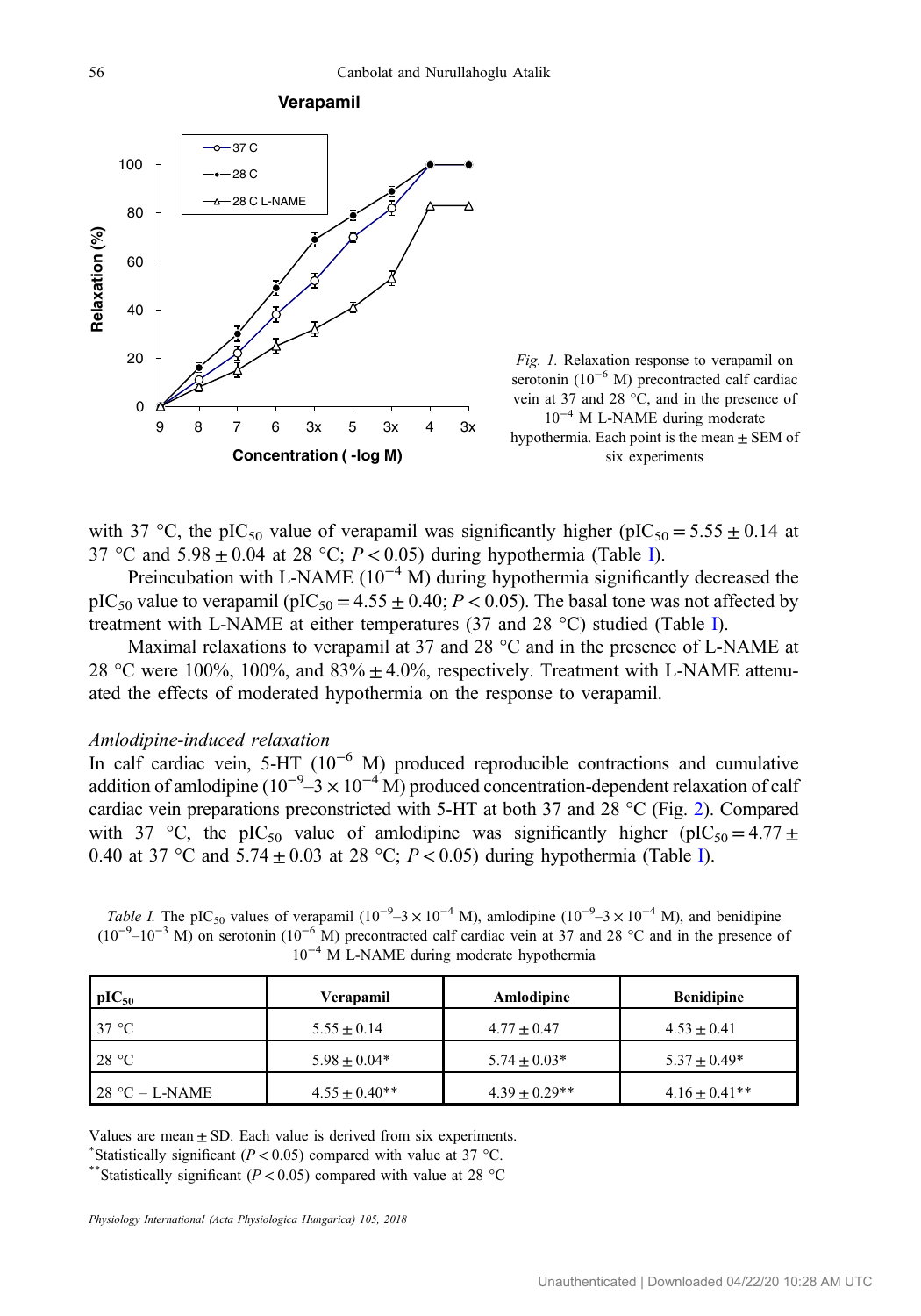Fig. 1. Relaxation response to verapamil on serotonin ($10^{-6}$ M) precontracted calf cardiac vein at 37 and 28 °C, and in the presence of $10^{-4}$ M L-NAME during moderate hypothermia. Each point is the mean ± SEM of six experiments

with 37 °C, the $pIC_{50}$ value of verapamil was significantly higher ($pIC_{50} = 5.55 \pm 0.14$ at 37 °C and $5.98 \pm 0.04$ at 28 °C; $P < 0.05$) during hypothermia (Table I).

Preincubation with L-NAME ($10^{-4}$ M) during hypothermia significantly decreased the $pIC_{50}$ value to verapamil ($pIC_{50} = 4.55 \pm 0.40$; $P < 0.05$). The basal tone was not affected by treatment with L-NAME at either temperatures (37 and 28 °C) studied (Table I).

Maximal relaxations to verapamil at 37 and 28 °C and in the presence of L-NAME at 28 °C were 100%, 100%, and 83% ± 4.0%, respectively. Treatment with L-NAME attenuated the effects of moderated hypothermia on the response to verapamil.

*Amlodipine-induced relaxation*

In calf cardiac vein, 5-HT ($10^{-6}$ M) produced reproducible contractions and cumulative addition of amlodipine ($10^{-9}$–$3 \times 10^{-4}$ M) produced concentration-dependent relaxation of calf cardiac vein preparations preconstricted with 5-HT at both 37 and 28 °C (Fig. 2). Compared with 37 °C, the $pIC_{50}$ value of amlodipine was significantly higher ($pIC_{50} = 4.77 \pm 0.40$ at 37 °C and $5.74 \pm 0.03$ at 28 °C; $P < 0.05$) during hypothermia (Table I).

*Table I.* The $pIC_{50}$ values of verapamil ($10^{-9}$–$3 \times 10^{-4}$ M), amlodipine ($10^{-9}$–$3 \times 10^{-4}$ M), and benidipine ($10^{-9}$–$10^{-3}$ M) on serotonin ($10^{-6}$ M) precontracted calf cardiac vein at 37 and 28 °C and in the presence of $10^{-4}$ M L-NAME during moderate hypothermia

| $pIC_{50}$ | Verapamil | Amlodipine | Benidipine |
|---|---|---|---|
| 37 °C | 5.55 ± 0.14 | 4.77 ± 0.47 | 4.53 ± 0.41 |
| 28 °C | 5.98 ± 0.04* | 5.74 ± 0.03* | 5.37 ± 0.49* |
| 28 °C – L-NAME | 4.55 ± 0.40** | 4.39 ± 0.29** | 4.16 ± 0.41** |

Values are mean ± SD. Each value is derived from six experiments.
*Statistically significant ($P < 0.05$) compared with value at 37 °C.
**Statistically significant ($P < 0.05$) compared with value at 28 °C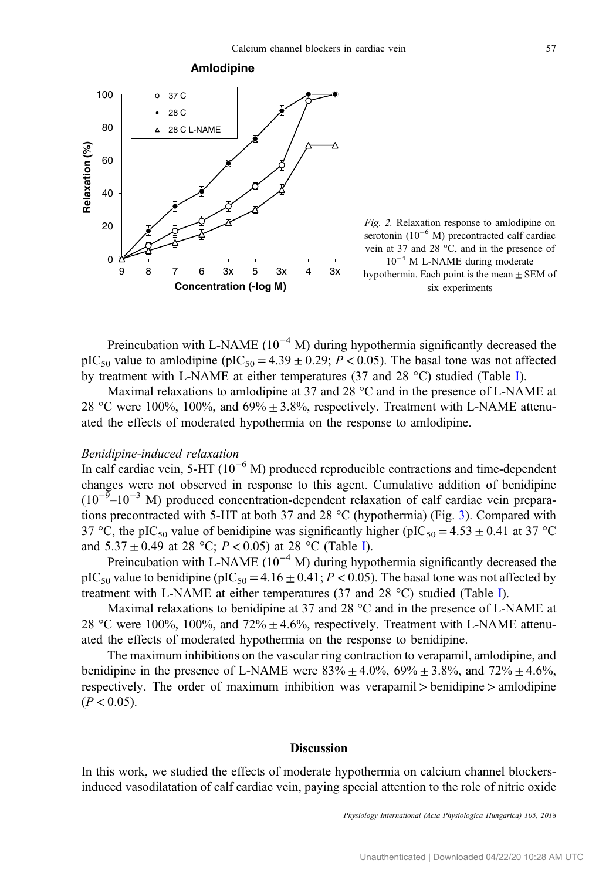*Fig. 2.* Relaxation response to amlodipine on serotonin ($10^{-6}$ M) precontracted calf cardiac vein at 37 and 28 °C, and in the presence of $10^{-4}$ M L-NAME during moderate hypothermia. Each point is the mean ± SEM of six experiments

Preincubation with L-NAME ($10^{-4}$ M) during hypothermia significantly decreased the $pIC_{50}$ value to amlodipine ($pIC_{50} = 4.39 \pm 0.29$; $P < 0.05$). The basal tone was not affected by treatment with L-NAME at either temperatures (37 and 28 °C) studied (Table I).

Maximal relaxations to amlodipine at 37 and 28 °C and in the presence of L-NAME at 28 °C were 100%, 100%, and 69% ± 3.8%, respectively. Treatment with L-NAME attenuated the effects of moderated hypothermia on the response to amlodipine.

*Benidipine-induced relaxation*

In calf cardiac vein, 5-HT ($10^{-6}$ M) produced reproducible contractions and time-dependent changes were not observed in response to this agent. Cumulative addition of benidipine ($10^{-9}$–$10^{-3}$ M) produced concentration-dependent relaxation of calf cardiac vein preparations precontracted with 5-HT at both 37 and 28 °C (hypothermia) (Fig. 3). Compared with 37 °C, the $pIC_{50}$ value of benidipine was significantly higher ($pIC_{50} = 4.53 \pm 0.41$ at 37 °C and $5.37 \pm 0.49$ at 28 °C; $P < 0.05$) at 28 °C (Table I).

Preincubation with L-NAME ($10^{-4}$ M) during hypothermia significantly decreased the $pIC_{50}$ value to benidipine ($pIC_{50} = 4.16 \pm 0.41$; $P < 0.05$). The basal tone was not affected by treatment with L-NAME at either temperatures (37 and 28 °C) studied (Table I).

Maximal relaxations to benidipine at 37 and 28 °C and in the presence of L-NAME at 28 °C were 100%, 100%, and 72% ± 4.6%, respectively. Treatment with L-NAME attenuated the effects of moderated hypothermia on the response to benidipine.

The maximum inhibitions on the vascular ring contraction to verapamil, amlodipine, and benidipine in the presence of L-NAME were 83% ± 4.0%, 69% ± 3.8%, and 72% ± 4.6%, respectively. The order of maximum inhibition was verapamil > benidipine > amlodipine ($P < 0.05$).

## Discussion

In this work, we studied the effects of moderate hypothermia on calcium channel blockers-induced vasodilatation of calf cardiac vein, paying special attention to the role of nitric oxide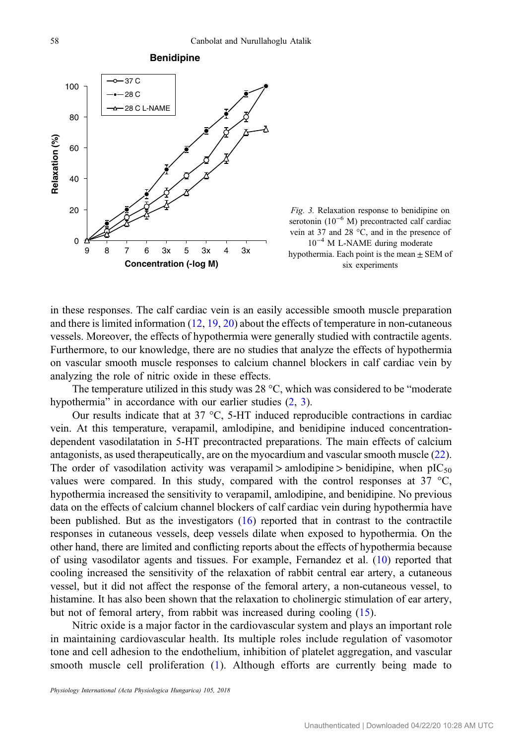Fig. 3. Relaxation response to benidipine on serotonin ($10^{-6}$ M) precontracted calf cardiac vein at 37 and 28 °C, and in the presence of $10^{-4}$ M L-NAME during moderate hypothermia. Each point is the mean ± SEM of six experiments

in these responses. The calf cardiac vein is an easily accessible smooth muscle preparation and there is limited information (12, 19, 20) about the effects of temperature in non-cutaneous vessels. Moreover, the effects of hypothermia were generally studied with contractile agents. Furthermore, to our knowledge, there are no studies that analyze the effects of hypothermia on vascular smooth muscle responses to calcium channel blockers in calf cardiac vein by analyzing the role of nitric oxide in these effects.

The temperature utilized in this study was 28 °C, which was considered to be "moderate hypothermia" in accordance with our earlier studies (2, 3).

Our results indicate that at 37 °C, 5-HT induced reproducible contractions in cardiac vein. At this temperature, verapamil, amlodipine, and benidipine induced concentration-dependent vasodilatation in 5-HT precontracted preparations. The main effects of calcium antagonists, as used therapeutically, are on the myocardium and vascular smooth muscle (22). The order of vasodilation activity was verapamil > amlodipine > benidipine, when $pIC_{50}$ values were compared. In this study, compared with the control responses at 37 °C, hypothermia increased the sensitivity to verapamil, amlodipine, and benidipine. No previous data on the effects of calcium channel blockers of calf cardiac vein during hypothermia have been published. But as the investigators (16) reported that in contrast to the contractile responses in cutaneous vessels, deep vessels dilate when exposed to hypothermia. On the other hand, there are limited and conflicting reports about the effects of hypothermia because of using vasodilator agents and tissues. For example, Fernandez et al. (10) reported that cooling increased the sensitivity of the relaxation of rabbit central ear artery, a cutaneous vessel, but it did not affect the response of the femoral artery, a non-cutaneous vessel, to histamine. It has also been shown that the relaxation to cholinergic stimulation of ear artery, but not of femoral artery, from rabbit was increased during cooling (15).

Nitric oxide is a major factor in the cardiovascular system and plays an important role in maintaining cardiovascular health. Its multiple roles include regulation of vasomotor tone and cell adhesion to the endothelium, inhibition of platelet aggregation, and vascular smooth muscle cell proliferation (1). Although efforts are currently being made to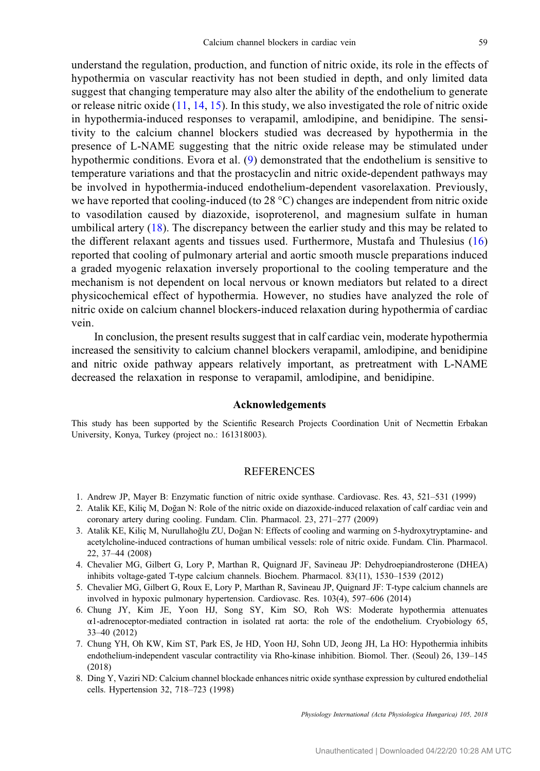understand the regulation, production, and function of nitric oxide, its role in the effects of hypothermia on vascular reactivity has not been studied in depth, and only limited data suggest that changing temperature may also alter the ability of the endothelium to generate or release nitric oxide (11, 14, 15). In this study, we also investigated the role of nitric oxide in hypothermia-induced responses to verapamil, amlodipine, and benidipine. The sensitivity to the calcium channel blockers studied was decreased by hypothermia in the presence of L-NAME suggesting that the nitric oxide release may be stimulated under hypothermic conditions. Evora et al. (9) demonstrated that the endothelium is sensitive to temperature variations and that the prostacyclin and nitric oxide-dependent pathways may be involved in hypothermia-induced endothelium-dependent vasorelaxation. Previously, we have reported that cooling-induced (to 28 °C) changes are independent from nitric oxide to vasodilation caused by diazoxide, isoproterenol, and magnesium sulfate in human umbilical artery (18). The discrepancy between the earlier study and this may be related to the different relaxant agents and tissues used. Furthermore, Mustafa and Thulesius (16) reported that cooling of pulmonary arterial and aortic smooth muscle preparations induced a graded myogenic relaxation inversely proportional to the cooling temperature and the mechanism is not dependent on local nervous or known mediators but related to a direct physicochemical effect of hypothermia. However, no studies have analyzed the role of nitric oxide on calcium channel blockers-induced relaxation during hypothermia of cardiac vein.

In conclusion, the present results suggest that in calf cardiac vein, moderate hypothermia increased the sensitivity to calcium channel blockers verapamil, amlodipine, and benidipine and nitric oxide pathway appears relatively important, as pretreatment with L-NAME decreased the relaxation in response to verapamil, amlodipine, and benidipine.

## Acknowledgements

This study has been supported by the Scientific Research Projects Coordination Unit of Necmettin Erbakan University, Konya, Turkey (project no.: 161318003).

## REFERENCES

1. Andrew JP, Mayer B: Enzymatic function of nitric oxide synthase. Cardiovasc. Res. 43, 521–531 (1999)
2. Atalik KE, Kiliç M, Doğan N: Role of the nitric oxide on diazoxide-induced relaxation of calf cardiac vein and coronary artery during cooling. Fundam. Clin. Pharmacol. 23, 271–277 (2009)
3. Atalik KE, Kiliç M, Nurullahoğlu ZU, Doğan N: Effects of cooling and warming on 5-hydroxytryptamine- and acetylcholine-induced contractions of human umbilical vessels: role of nitric oxide. Fundam. Clin. Pharmacol. 22, 37–44 (2008)
4. Chevalier MG, Gilbert G, Lory P, Marthan R, Quignard JF, Savineau JP: Dehydroepiandrosterone (DHEA) inhibits voltage-gated T-type calcium channels. Biochem. Pharmacol. 83(11), 1530–1539 (2012)
5. Chevalier MG, Gilbert G, Roux E, Lory P, Marthan R, Savineau JP, Quignard JF: T-type calcium channels are involved in hypoxic pulmonary hypertension. Cardiovasc. Res. 103(4), 597–606 (2014)
6. Chung JY, Kim JE, Yoon HJ, Song SY, Kim SO, Roh WS: Moderate hypothermia attenuates α1-adrenoceptor-mediated contraction in isolated rat aorta: the role of the endothelium. Cryobiology 65, 33–40 (2012)
7. Chung YH, Oh KW, Kim ST, Park ES, Je HD, Yoon HJ, Sohn UD, Jeong JH, La HO: Hypothermia inhibits endothelium-independent vascular contractility via Rho-kinase inhibition. Biomol. Ther. (Seoul) 26, 139–145 (2018)
8. Ding Y, Vaziri ND: Calcium channel blockade enhances nitric oxide synthase expression by cultured endothelial cells. Hypertension 32, 718–723 (1998)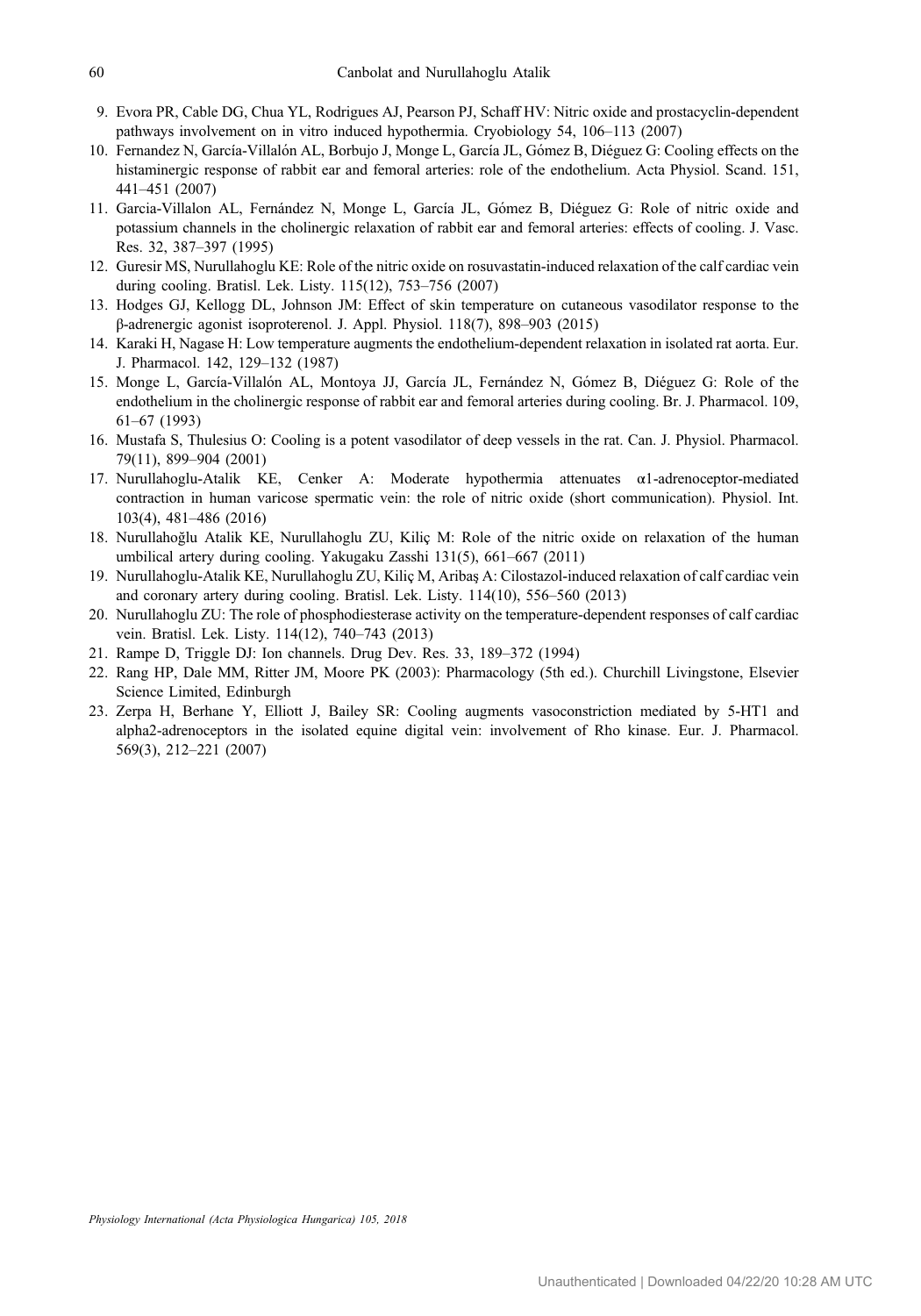9. Evora PR, Cable DG, Chua YL, Rodrigues AJ, Pearson PJ, Schaff HV: Nitric oxide and prostacyclin-dependent pathways involvement on in vitro induced hypothermia. Cryobiology 54, 106–113 (2007)
10. Fernandez N, García-Villalón AL, Borbujo J, Monge L, García JL, Gómez B, Diéguez G: Cooling effects on the histaminergic response of rabbit ear and femoral arteries: role of the endothelium. Acta Physiol. Scand. 151, 441–451 (2007)
11. Garcia-Villalon AL, Fernández N, Monge L, García JL, Gómez B, Diéguez G: Role of nitric oxide and potassium channels in the cholinergic relaxation of rabbit ear and femoral arteries: effects of cooling. J. Vasc. Res. 32, 387–397 (1995)
12. Guresir MS, Nurullahoglu KE: Role of the nitric oxide on rosuvastatin-induced relaxation of the calf cardiac vein during cooling. Bratisl. Lek. Listy. 115(12), 753–756 (2007)
13. Hodges GJ, Kellogg DL, Johnson JM: Effect of skin temperature on cutaneous vasodilator response to the β-adrenergic agonist isoproterenol. J. Appl. Physiol. 118(7), 898–903 (2015)
14. Karaki H, Nagase H: Low temperature augments the endothelium-dependent relaxation in isolated rat aorta. Eur. J. Pharmacol. 142, 129–132 (1987)
15. Monge L, García-Villalón AL, Montoya JJ, García JL, Fernández N, Gómez B, Diéguez G: Role of the endothelium in the cholinergic response of rabbit ear and femoral arteries during cooling. Br. J. Pharmacol. 109, 61–67 (1993)
16. Mustafa S, Thulesius O: Cooling is a potent vasodilator of deep vessels in the rat. Can. J. Physiol. Pharmacol. 79(11), 899–904 (2001)
17. Nurullahoglu-Atalik KE, Cenker A: Moderate hypothermia attenuates α1-adrenoceptor-mediated contraction in human varicose spermatic vein: the role of nitric oxide (short communication). Physiol. Int. 103(4), 481–486 (2016)
18. Nurullahoğlu Atalik KE, Nurullahoglu ZU, Kiliç M: Role of the nitric oxide on relaxation of the human umbilical artery during cooling. Yakugaku Zasshi 131(5), 661–667 (2011)
19. Nurullahoglu-Atalik KE, Nurullahoglu ZU, Kiliç M, Aribaş A: Cilostazol-induced relaxation of calf cardiac vein and coronary artery during cooling. Bratisl. Lek. Listy. 114(10), 556–560 (2013)
20. Nurullahoglu ZU: The role of phosphodiesterase activity on the temperature-dependent responses of calf cardiac vein. Bratisl. Lek. Listy. 114(12), 740–743 (2013)
21. Rampe D, Triggle DJ: Ion channels. Drug Dev. Res. 33, 189–372 (1994)
22. Rang HP, Dale MM, Ritter JM, Moore PK (2003): Pharmacology (5th ed.). Churchill Livingstone, Elsevier Science Limited, Edinburgh
23. Zerpa H, Berhane Y, Elliott J, Bailey SR: Cooling augments vasoconstriction mediated by 5-HT1 and alpha2-adrenoceptors in the isolated equine digital vein: involvement of Rho kinase. Eur. J. Pharmacol. 569(3), 212–221 (2007)